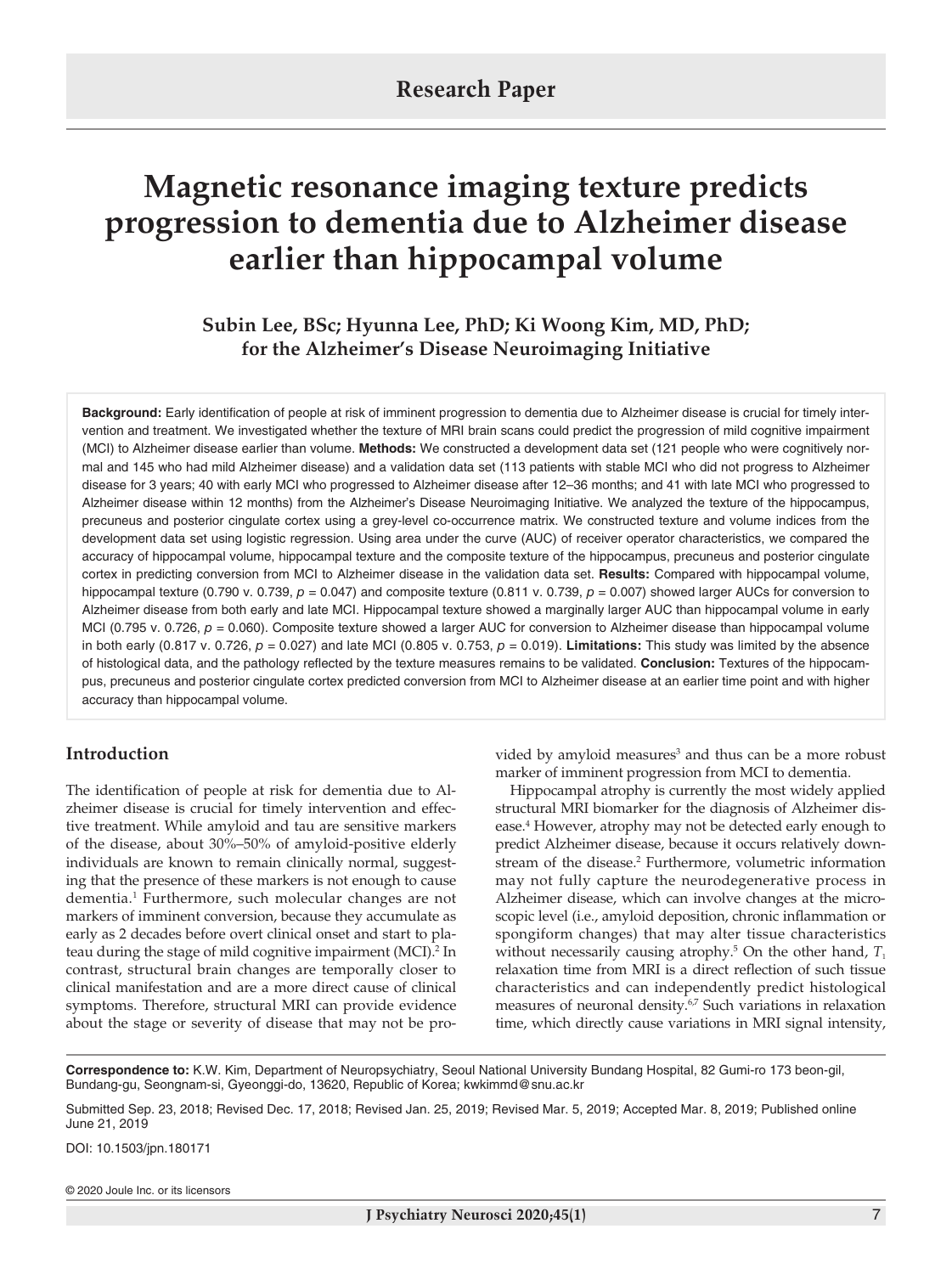Research Paper

# Magnetic resonance imaging texture predicts progression to dementia due to Alzheimer disease earlier than hippocampal volume

**Subin Lee, BSc; Hyunna Lee, PhD; Ki Woong Kim, MD, PhD; for the Alzheimer's Disease Neuroimaging Initiative**

**Background:** Early identification of people at risk of imminent progression to dementia due to Alzheimer disease is crucial for timely intervention and treatment. We investigated whether the texture of MRI brain scans could predict the progression of mild cognitive impairment (MCI) to Alzheimer disease earlier than volume. **Methods:** We constructed a development data set (121 people who were cognitively normal and 145 who had mild Alzheimer disease) and a validation data set (113 patients with stable MCI who did not progress to Alzheimer disease for 3 years; 40 with early MCI who progressed to Alzheimer disease after 12–36 months; and 41 with late MCI who progressed to Alzheimer disease within 12 months) from the Alzheimer's Disease Neuroimaging Initiative. We analyzed the texture of the hippocampus, precuneus and posterior cingulate cortex using a grey-level co-occurrence matrix. We constructed texture and volume indices from the development data set using logistic regression. Using area under the curve (AUC) of receiver operator characteristics, we compared the accuracy of hippocampal volume, hippocampal texture and the composite texture of the hippocampus, precuneus and posterior cingulate cortex in predicting conversion from MCI to Alzheimer disease in the validation data set. **Results:** Compared with hippocampal volume, hippocampal texture (0.790 v. 0.739, $p = 0.047$) and composite texture (0.811 v. 0.739, $p = 0.007$) showed larger AUCs for conversion to Alzheimer disease from both early and late MCI. Hippocampal texture showed a marginally larger AUC than hippocampal volume in early MCI (0.795 v. 0.726, $p = 0.060$). Composite texture showed a larger AUC for conversion to Alzheimer disease than hippocampal volume in both early (0.817 v. 0.726, $p = 0.027$) and late MCI (0.805 v. 0.753, $p = 0.019$). **Limitations:** This study was limited by the absence of histological data, and the pathology reflected by the texture measures remains to be validated. **Conclusion:** Textures of the hippocampus, precuneus and posterior cingulate cortex predicted conversion from MCI to Alzheimer disease at an earlier time point and with higher accuracy than hippocampal volume.

## Introduction

The identification of people at risk for dementia due to Alzheimer disease is crucial for timely intervention and effective treatment. While amyloid and tau are sensitive markers of the disease, about 30%–50% of amyloid-positive elderly individuals are known to remain clinically normal, suggesting that the presence of these markers is not enough to cause dementia.[1] Furthermore, such molecular changes are not markers of imminent conversion, because they accumulate as early as 2 decades before overt clinical onset and start to plateau during the stage of mild cognitive impairment (MCI).[2] In contrast, structural brain changes are temporally closer to clinical manifestation and are a more direct cause of clinical symptoms. Therefore, structural MRI can provide evidence about the stage or severity of disease that may not be provided by amyloid measures[3] and thus can be a more robust marker of imminent progression from MCI to dementia.

Hippocampal atrophy is currently the most widely applied structural MRI biomarker for the diagnosis of Alzheimer disease.[4] However, atrophy may not be detected early enough to predict Alzheimer disease, because it occurs relatively downstream of the disease.[2] Furthermore, volumetric information may not fully capture the neurodegenerative process in Alzheimer disease, which can involve changes at the microscopic level (i.e., amyloid deposition, chronic inflammation or spongiform changes) that may alter tissue characteristics without necessarily causing atrophy.[5] On the other hand, $T_1$ relaxation time from MRI is a direct reflection of such tissue characteristics and can independently predict histological measures of neuronal density.[6,7] Such variations in relaxation time, which directly cause variations in MRI signal intensity,

**Correspondence to:** K.W. Kim, Department of Neuropsychiatry, Seoul National University Bundang Hospital, 82 Gumi-ro 173 beon-gil, Bundang-gu, Seongnam-si, Gyeonggi-do, 13620, Republic of Korea; kwkimmd@snu.ac.kr

Submitted Sep. 23, 2018; Revised Dec. 17, 2018; Revised Jan. 25, 2019; Revised Mar. 5, 2019; Accepted Mar. 8, 2019; Published online June 21, 2019

DOI: 10.1503/jpn.180171

© 2020 Joule Inc. or its licensors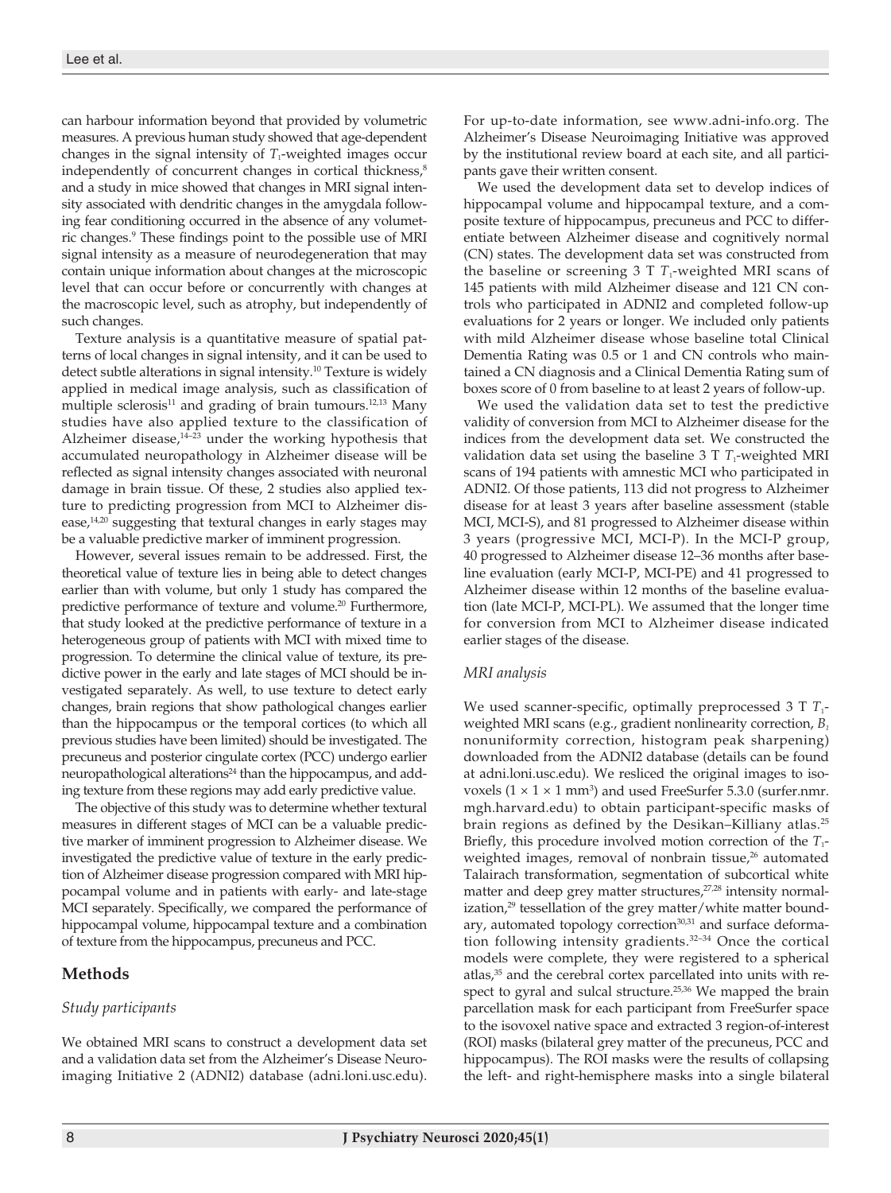can harbour information beyond that provided by volumetric measures. A previous human study showed that age-dependent changes in the signal intensity of $T_1$-weighted images occur independently of concurrent changes in cortical thickness,[8] and a study in mice showed that changes in MRI signal intensity associated with dendritic changes in the amygdala following fear conditioning occurred in the absence of any volumetric changes.[9] These findings point to the possible use of MRI signal intensity as a measure of neurodegeneration that may contain unique information about changes at the microscopic level that can occur before or concurrently with changes at the macroscopic level, such as atrophy, but independently of such changes.

Texture analysis is a quantitative measure of spatial patterns of local changes in signal intensity, and it can be used to detect subtle alterations in signal intensity.[10] Texture is widely applied in medical image analysis, such as classification of multiple sclerosis[11] and grading of brain tumours.[12,13] Many studies have also applied texture to the classification of Alzheimer disease,[14–23] under the working hypothesis that accumulated neuropathology in Alzheimer disease will be reflected as signal intensity changes associated with neuronal damage in brain tissue. Of these, 2 studies also applied texture to predicting progression from MCI to Alzheimer disease,[14,20] suggesting that textural changes in early stages may be a valuable predictive marker of imminent progression.

However, several issues remain to be addressed. First, the theoretical value of texture lies in being able to detect changes earlier than with volume, but only 1 study has compared the predictive performance of texture and volume.[20] Furthermore, that study looked at the predictive performance of texture in a heterogeneous group of patients with MCI with mixed time to progression. To determine the clinical value of texture, its predictive power in the early and late stages of MCI should be investigated separately. As well, to use texture to detect early changes, brain regions that show pathological changes earlier than the hippocampus or the temporal cortices (to which all previous studies have been limited) should be investigated. The precuneus and posterior cingulate cortex (PCC) undergo earlier neuropathological alterations[24] than the hippocampus, and adding texture from these regions may add early predictive value.

The objective of this study was to determine whether textural measures in different stages of MCI can be a valuable predictive marker of imminent progression to Alzheimer disease. We investigated the predictive value of texture in the early prediction of Alzheimer disease progression compared with MRI hippocampal volume and in patients with early- and late-stage MCI separately. Specifically, we compared the performance of hippocampal volume, hippocampal texture and a combination of texture from the hippocampus, precuneus and PCC.

## Methods

### *Study participants*

We obtained MRI scans to construct a development data set and a validation data set from the Alzheimer's Disease Neuroimaging Initiative 2 (ADNI2) database (adni.loni.usc.edu). For up-to-date information, see www.adni-info.org. The Alzheimer's Disease Neuroimaging Initiative was approved by the institutional review board at each site, and all participants gave their written consent.

We used the development data set to develop indices of hippocampal volume and hippocampal texture, and a composite texture of hippocampus, precuneus and PCC to differentiate between Alzheimer disease and cognitively normal (CN) states. The development data set was constructed from the baseline or screening 3 T $T_1$-weighted MRI scans of 145 patients with mild Alzheimer disease and 121 CN controls who participated in ADNI2 and completed follow-up evaluations for 2 years or longer. We included only patients with mild Alzheimer disease whose baseline total Clinical Dementia Rating was 0.5 or 1 and CN controls who maintained a CN diagnosis and a Clinical Dementia Rating sum of boxes score of 0 from baseline to at least 2 years of follow-up.

We used the validation data set to test the predictive validity of conversion from MCI to Alzheimer disease for the indices from the development data set. We constructed the validation data set using the baseline 3 T $T_1$-weighted MRI scans of 194 patients with amnestic MCI who participated in ADNI2. Of those patients, 113 did not progress to Alzheimer disease for at least 3 years after baseline assessment (stable MCI, MCI-S), and 81 progressed to Alzheimer disease within 3 years (progressive MCI, MCI-P). In the MCI-P group, 40 progressed to Alzheimer disease 12–36 months after baseline evaluation (early MCI-P, MCI-PE) and 41 progressed to Alzheimer disease within 12 months of the baseline evaluation (late MCI-P, MCI-PL). We assumed that the longer time for conversion from MCI to Alzheimer disease indicated earlier stages of the disease.

### *MRI analysis*

We used scanner-specific, optimally preprocessed 3 T $T_1$-weighted MRI scans (e.g., gradient nonlinearity correction, $B_1$ nonuniformity correction, histogram peak sharpening) downloaded from the ADNI2 database (details can be found at adni.loni.usc.edu). We resliced the original images to isovoxels ($1 \times 1 \times 1$ mm$^3$) and used FreeSurfer 5.3.0 (surfer.nmr.mgh.harvard.edu) to obtain participant-specific masks of brain regions as defined by the Desikan–Killiany atlas.[25] Briefly, this procedure involved motion correction of the $T_1$-weighted images, removal of nonbrain tissue,[26] automated Talairach transformation, segmentation of subcortical white matter and deep grey matter structures,[27,28] intensity normalization,[29] tessellation of the grey matter/white matter boundary, automated topology correction[30,31] and surface deformation following intensity gradients.[32–34] Once the cortical models were complete, they were registered to a spherical atlas,[35] and the cerebral cortex parcellated into units with respect to gyral and sulcal structure.[25,36] We mapped the brain parcellation mask for each participant from FreeSurfer space to the isovoxel native space and extracted 3 region-of-interest (ROI) masks (bilateral grey matter of the precuneus, PCC and hippocampus). The ROI masks were the results of collapsing the left- and right-hemisphere masks into a single bilateral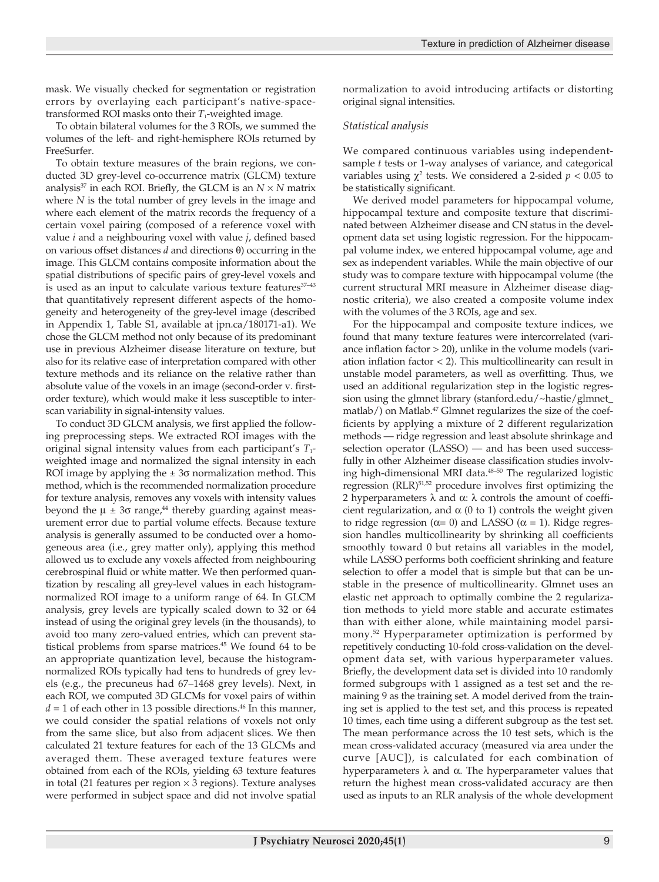mask. We visually checked for segmentation or registration errors by overlaying each participant's native-space-transformed ROI masks onto their $T_1$-weighted image.

To obtain bilateral volumes for the 3 ROIs, we summed the volumes of the left- and right-hemisphere ROIs returned by FreeSurfer.

To obtain texture measures of the brain regions, we conducted 3D grey-level co-occurrence matrix (GLCM) texture analysis[37] in each ROI. Briefly, the GLCM is an $N \times N$ matrix where $N$ is the total number of grey levels in the image and where each element of the matrix records the frequency of a certain voxel pairing (composed of a reference voxel with value $i$ and a neighbouring voxel with value $j$, defined based on various offset distances $d$ and directions $\theta$) occurring in the image. This GLCM contains composite information about the spatial distributions of specific pairs of grey-level voxels and is used as an input to calculate various texture features[37–43] that quantitatively represent different aspects of the homogeneity and heterogeneity of the grey-level image (described in Appendix 1, Table S1, available at jpn.ca/180171-a1). We chose the GLCM method not only because of its predominant use in previous Alzheimer disease literature on texture, but also for its relative ease of interpretation compared with other texture methods and its reliance on the relative rather than absolute value of the voxels in an image (second-order v. first-order texture), which would make it less susceptible to interscan variability in signal-intensity values.

To conduct 3D GLCM analysis, we first applied the following preprocessing steps. We extracted ROI images with the original signal intensity values from each participant's $T_1$-weighted image and normalized the signal intensity in each ROI image by applying the $\pm 3\sigma$ normalization method. This method, which is the recommended normalization procedure for texture analysis, removes any voxels with intensity values beyond the $\mu \pm 3\sigma$ range,[44] thereby guarding against measurement error due to partial volume effects. Because texture analysis is generally assumed to be conducted over a homogeneous area (i.e., grey matter only), applying this method allowed us to exclude any voxels affected from neighbouring cerebrospinal fluid or white matter. We then performed quantization by rescaling all grey-level values in each histogram-normalized ROI image to a uniform range of 64. In GLCM analysis, grey levels are typically scaled down to 32 or 64 instead of using the original grey levels (in the thousands), to avoid too many zero-valued entries, which can prevent statistical problems from sparse matrices.[45] We found 64 to be an appropriate quantization level, because the histogram-normalized ROIs typically had tens to hundreds of grey levels (e.g., the precuneus had 67–1468 grey levels). Next, in each ROI, we computed 3D GLCMs for voxel pairs of within $d = 1$ of each other in 13 possible directions.[46] In this manner, we could consider the spatial relations of voxels not only from the same slice, but also from adjacent slices. We then calculated 21 texture features for each of the 13 GLCMs and averaged them. These averaged texture features were obtained from each of the ROIs, yielding 63 texture features in total (21 features per region × 3 regions). Texture analyses were performed in subject space and did not involve spatial normalization to avoid introducing artifacts or distorting original signal intensities.

### *Statistical analysis*

We compared continuous variables using independent-sample $t$ tests or 1-way analyses of variance, and categorical variables using $\chi^2$ tests. We considered a 2-sided $p < 0.05$ to be statistically significant.

We derived model parameters for hippocampal volume, hippocampal texture and composite texture that discriminated between Alzheimer disease and CN status in the development data set using logistic regression. For the hippocampal volume index, we entered hippocampal volume, age and sex as independent variables. While the main objective of our study was to compare texture with hippocampal volume (the current structural MRI measure in Alzheimer disease diagnostic criteria), we also created a composite volume index with the volumes of the 3 ROIs, age and sex.

For the hippocampal and composite texture indices, we found that many texture features were intercorrelated (variance inflation factor > 20), unlike in the volume models (variation inflation factor < 2). This multicollinearity can result in unstable model parameters, as well as overfitting. Thus, we used an additional regularization step in the logistic regression using the glmnet library (stanford.edu/~hastie/glmnet_matlab/) on Matlab.[47] Glmnet regularizes the size of the coefficients by applying a mixture of 2 different regularization methods — ridge regression and least absolute shrinkage and selection operator (LASSO) — and has been used successfully in other Alzheimer disease classification studies involving high-dimensional MRI data.[48–50] The regularized logistic regression (RLR)[51,52] procedure involves first optimizing the 2 hyperparameters $\lambda$ and $\alpha$: $\lambda$ controls the amount of coefficient regularization, and $\alpha$ (0 to 1) controls the weight given to ridge regression ($\alpha = 0$) and LASSO ($\alpha = 1$). Ridge regression handles multicollinearity by shrinking all coefficients smoothly toward 0 but retains all variables in the model, while LASSO performs both coefficient shrinking and feature selection to offer a model that is simple but that can be unstable in the presence of multicollinearity. Glmnet uses an elastic net approach to optimally combine the 2 regularization methods to yield more stable and accurate estimates than with either alone, while maintaining model parsimony.[52] Hyperparameter optimization is performed by repetitively conducting 10-fold cross-validation on the development data set, with various hyperparameter values. Briefly, the development data set is divided into 10 randomly formed subgroups with 1 assigned as a test set and the remaining 9 as the training set. A model derived from the training set is applied to the test set, and this process is repeated 10 times, each time using a different subgroup as the test set. The mean performance across the 10 test sets, which is the mean cross-validated accuracy (measured via area under the curve [AUC]), is calculated for each combination of hyperparameters $\lambda$ and $\alpha$. The hyperparameter values that return the highest mean cross-validated accuracy are then used as inputs to an RLR analysis of the whole development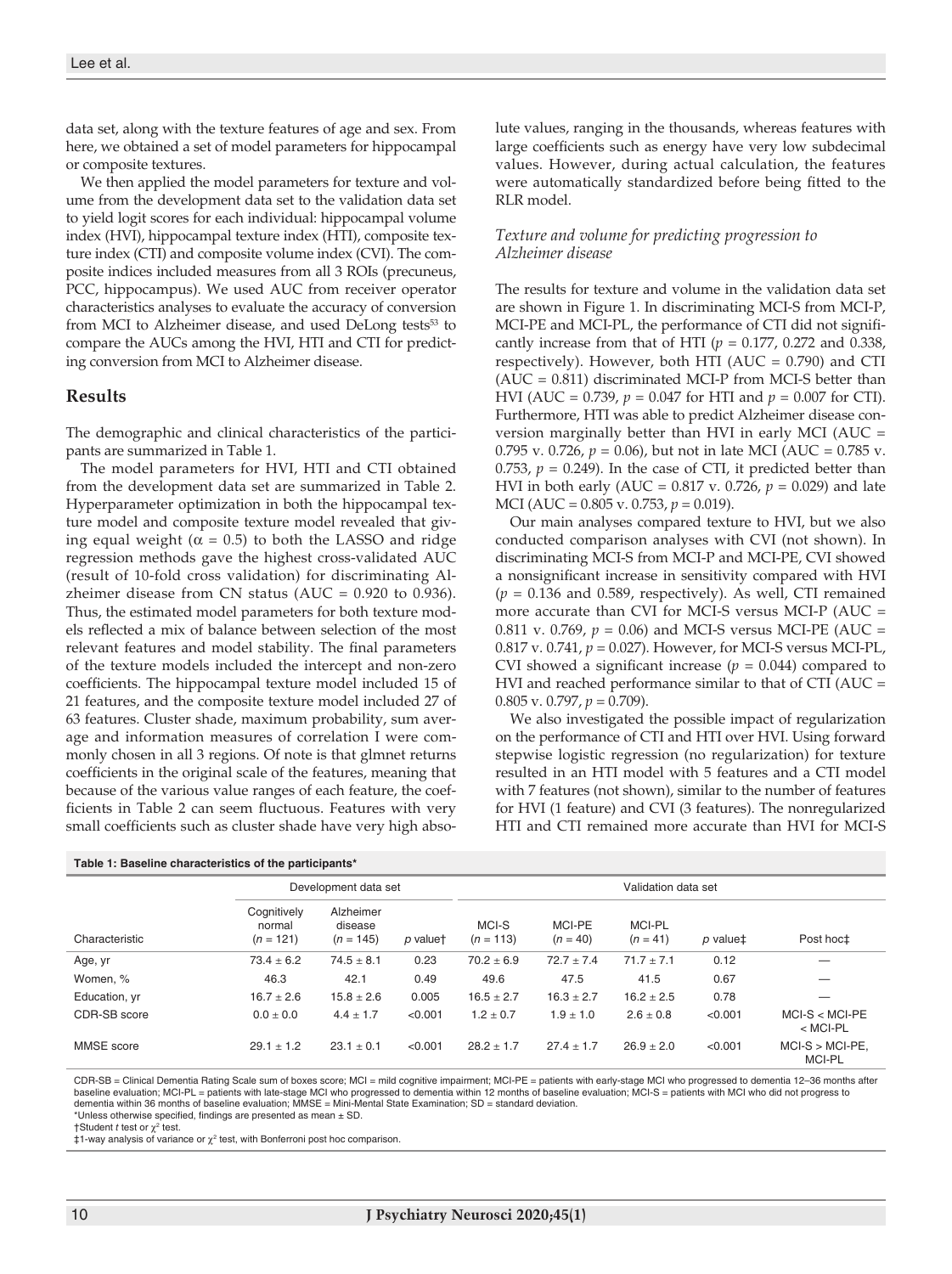data set, along with the texture features of age and sex. From here, we obtained a set of model parameters for hippocampal or composite textures.

We then applied the model parameters for texture and volume from the development data set to the validation data set to yield logit scores for each individual: hippocampal volume index (HVI), hippocampal texture index (HTI), composite texture index (CTI) and composite volume index (CVI). The composite indices included measures from all 3 ROIs (precuneus, PCC, hippocampus). We used AUC from receiver operator characteristics analyses to evaluate the accuracy of conversion from MCI to Alzheimer disease, and used DeLong tests[53] to compare the AUCs among the HVI, HTI and CTI for predicting conversion from MCI to Alzheimer disease.

## Results

The demographic and clinical characteristics of the participants are summarized in Table 1.

The model parameters for HVI, HTI and CTI obtained from the development data set are summarized in Table 2. Hyperparameter optimization in both the hippocampal texture model and composite texture model revealed that giving equal weight ($\alpha = 0.5$) to both the LASSO and ridge regression methods gave the highest cross-validated AUC (result of 10-fold cross validation) for discriminating Alzheimer disease from CN status (AUC = 0.920 to 0.936). Thus, the estimated model parameters for both texture models reflected a mix of balance between selection of the most relevant features and model stability. The final parameters of the texture models included the intercept and non-zero coefficients. The hippocampal texture model included 15 of 21 features, and the composite texture model included 27 of 63 features. Cluster shade, maximum probability, sum average and information measures of correlation I were commonly chosen in all 3 regions. Of note is that glmnet returns coefficients in the original scale of the features, meaning that because of the various value ranges of each feature, the coefficients in Table 2 can seem fluctuous. Features with very small coefficients such as cluster shade have very high absolute values, ranging in the thousands, whereas features with large coefficients such as energy have very low subdecimal values. However, during actual calculation, the features were automatically standardized before being fitted to the RLR model.

### *Texture and volume for predicting progression to Alzheimer disease*

The results for texture and volume in the validation data set are shown in Figure 1. In discriminating MCI-S from MCI-P, MCI-PE and MCI-PL, the performance of CTI did not significantly increase from that of HTI ($p = 0.177$, 0.272 and 0.338, respectively). However, both HTI (AUC = 0.790) and CTI (AUC = 0.811) discriminated MCI-P from MCI-S better than HVI (AUC = 0.739, $p = 0.047$ for HTI and $p = 0.007$ for CTI). Furthermore, HTI was able to predict Alzheimer disease conversion marginally better than HVI in early MCI (AUC = 0.795 v. 0.726, $p = 0.06$), but not in late MCI (AUC = 0.785 v. 0.753, $p = 0.249$). In the case of CTI, it predicted better than HVI in both early (AUC = 0.817 v. 0.726, $p = 0.029$) and late MCI (AUC = 0.805 v. 0.753, $p = 0.019$).

Our main analyses compared texture to HVI, but we also conducted comparison analyses with CVI (not shown). In discriminating MCI-S from MCI-P and MCI-PE, CVI showed a nonsignificant increase in sensitivity compared with HVI ($p = 0.136$ and 0.589, respectively). As well, CTI remained more accurate than CVI for MCI-S versus MCI-P (AUC = 0.811 v. 0.769, $p = 0.06$) and MCI-S versus MCI-PE (AUC = 0.817 v. 0.741, $p = 0.027$). However, for MCI-S versus MCI-PL, CVI showed a significant increase ($p = 0.044$) compared to HVI and reached performance similar to that of CTI (AUC = 0.805 v. 0.797, $p = 0.709$).

We also investigated the possible impact of regularization on the performance of CTI and HTI over HVI. Using forward stepwise logistic regression (no regularization) for texture resulted in an HTI model with 5 features and a CTI model with 7 features (not shown), similar to the number of features for HVI (1 feature) and CVI (3 features). The nonregularized HTI and CTI remained more accurate than HVI for MCI-S

**Table 1: Baseline characteristics of the participants***

| | Development data set | | | Validation data set | | | | |
|---|---|---|---|---|---|---|---|---|
| Characteristic | Cognitively normal ($n = 121$) | Alzheimer disease ($n = 145$) | $p$ value† | MCI-S ($n = 113$) | MCI-PE ($n = 40$) | MCI-PL ($n = 41$) | $p$ value‡ | Post hoc‡ |
| Age, yr | 73.4 ± 6.2 | 74.5 ± 8.1 | 0.23 | 70.2 ± 6.9 | 72.7 ± 7.4 | 71.7 ± 7.1 | 0.12 | — |
| Women, % | 46.3 | 42.1 | 0.49 | 49.6 | 47.5 | 41.5 | 0.67 | — |
| Education, yr | 16.7 ± 2.6 | 15.8 ± 2.6 | 0.005 | 16.5 ± 2.7 | 16.3 ± 2.7 | 16.2 ± 2.5 | 0.78 | — |
| CDR-SB score | 0.0 ± 0.0 | 4.4 ± 1.7 | < 0.001 | 1.2 ± 0.7 | 1.9 ± 1.0 | 2.6 ± 0.8 | < 0.001 | MCI-S < MCI-PE < MCI-PL |
| MMSE score | 29.1 ± 1.2 | 23.1 ± 0.1 | < 0.001 | 28.2 ± 1.7 | 27.4 ± 1.7 | 26.9 ± 2.0 | < 0.001 | MCI-S > MCI-PE, MCI-PL |

CDR-SB = Clinical Dementia Rating Scale sum of boxes score; MCI = mild cognitive impairment; MCI-PE = patients with early-stage MCI who progressed to dementia 12–36 months after baseline evaluation; MCI-PL = patients with late-stage MCI who progressed to dementia within 12 months of baseline evaluation; MCI-S = patients with MCI who did not progress to dementia within 36 months of baseline evaluation; MMSE = Mini-Mental State Examination; SD = standard deviation.

*Unless otherwise specified, findings are presented as mean ± SD.

†Student $t$ test or $\chi^2$ test.

‡1-way analysis of variance or $\chi^2$ test, with Bonferroni post hoc comparison.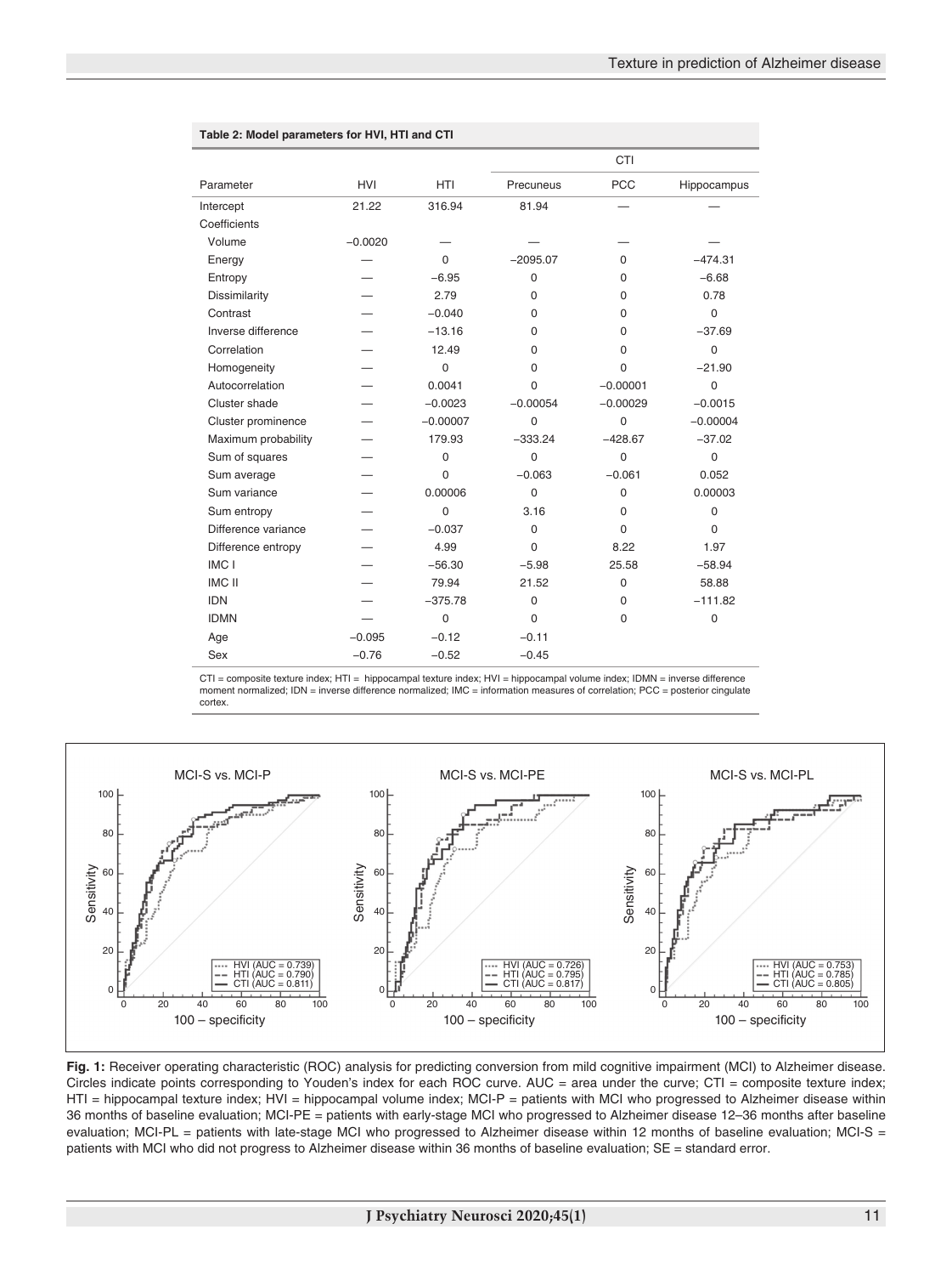**Table 2: Model parameters for HVI, HTI and CTI**

| Parameter | HVI | HTI | CTI | | |
|---|---|---|---|---|---|
| | | | Precuneus | PCC | Hippocampus |
| Intercept | 21.22 | 316.94 | 81.94 | — | — |
| Coefficients | | | | | |
| Volume | −0.0020 | — | — | — | — |
| Energy | — | 0 | −2095.07 | 0 | −474.31 |
| Entropy | — | −6.95 | 0 | 0 | −6.68 |
| Dissimilarity | — | 2.79 | 0 | 0 | 0.78 |
| Contrast | — | −0.040 | 0 | 0 | 0 |
| Inverse difference | — | −13.16 | 0 | 0 | −37.69 |
| Correlation | — | 12.49 | 0 | 0 | 0 |
| Homogeneity | — | 0 | 0 | 0 | −21.90 |
| Autocorrelation | — | 0.0041 | 0 | −0.00001 | 0 |
| Cluster shade | — | −0.0023 | −0.00054 | −0.00029 | −0.0015 |
| Cluster prominence | — | −0.00007 | 0 | 0 | −0.00004 |
| Maximum probability | — | 179.93 | −333.24 | −428.67 | −37.02 |
| Sum of squares | — | 0 | 0 | 0 | 0 |
| Sum average | — | 0 | −0.063 | −0.061 | 0.052 |
| Sum variance | — | 0.00006 | 0 | 0 | 0.00003 |
| Sum entropy | — | 0 | 3.16 | 0 | 0 |
| Difference variance | — | −0.037 | 0 | 0 | 0 |
| Difference entropy | — | 4.99 | 0 | 8.22 | 1.97 |
| IMC I | — | −56.30 | −5.98 | 25.58 | −58.94 |
| IMC II | — | 79.94 | 21.52 | 0 | 58.88 |
| IDN | — | −375.78 | 0 | 0 | −111.82 |
| IDMN | — | 0 | 0 | 0 | 0 |
| Age | −0.095 | −0.12 | −0.11 | | |
| Sex | −0.76 | −0.52 | −0.45 | | |

CTI = composite texture index; HTI = hippocampal texture index; HVI = hippocampal volume index; IDMN = inverse difference moment normalized; IDN = inverse difference normalized; IMC = information measures of correlation; PCC = posterior cingulate cortex.

**Fig. 1:** Receiver operating characteristic (ROC) analysis for predicting conversion from mild cognitive impairment (MCI) to Alzheimer disease. Circles indicate points corresponding to Youden's index for each ROC curve. AUC = area under the curve; CTI = composite texture index; HTI = hippocampal texture index; HVI = hippocampal volume index; MCI-P = patients with MCI who progressed to Alzheimer disease within 36 months of baseline evaluation; MCI-PE = patients with early-stage MCI who progressed to Alzheimer disease 12–36 months after baseline evaluation; MCI-PL = patients with late-stage MCI who progressed to Alzheimer disease within 12 months of baseline evaluation; MCI-S = patients with MCI who did not progress to Alzheimer disease within 36 months of baseline evaluation; SE = standard error.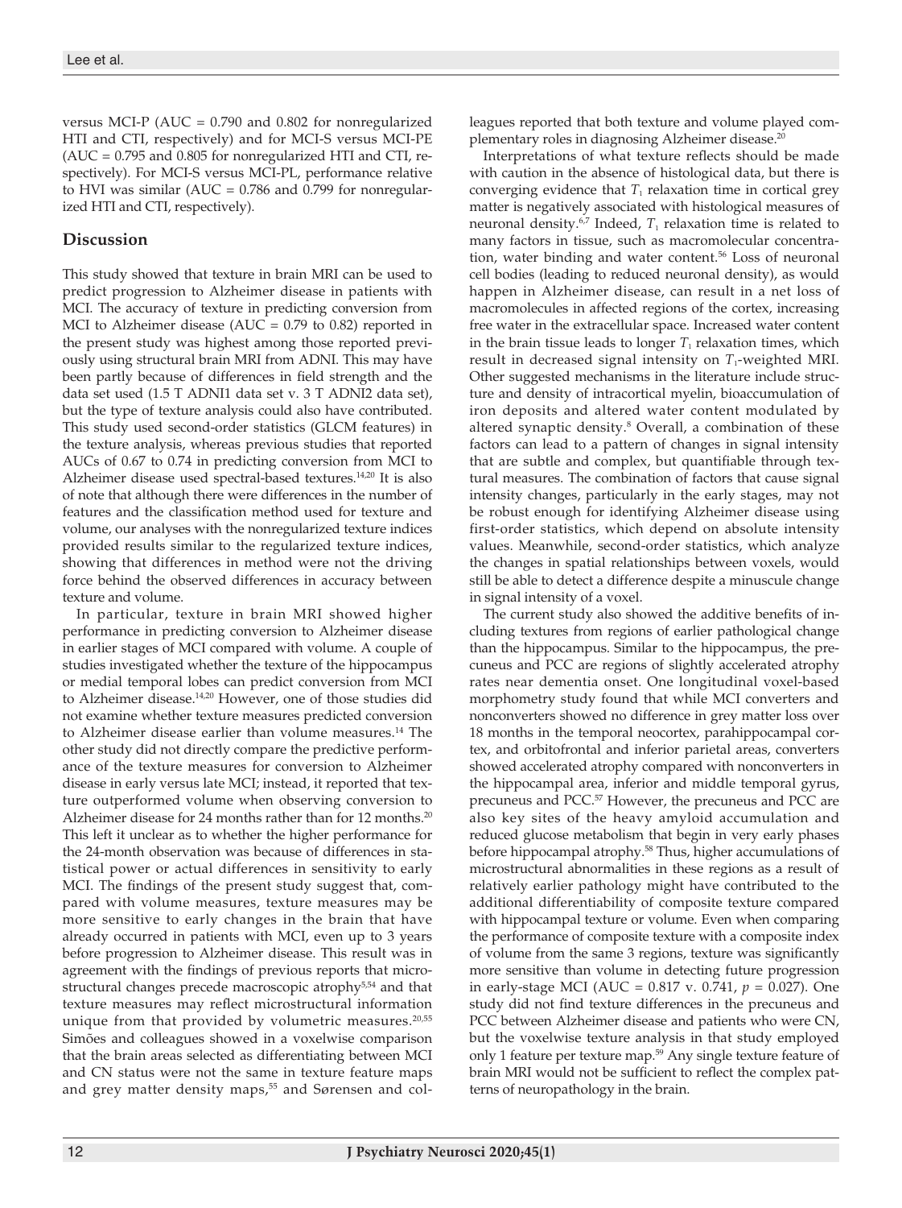versus MCI-P (AUC = 0.790 and 0.802 for nonregularized HTI and CTI, respectively) and for MCI-S versus MCI-PE (AUC = 0.795 and 0.805 for nonregularized HTI and CTI, respectively). For MCI-S versus MCI-PL, performance relative to HVI was similar (AUC = 0.786 and 0.799 for nonregularized HTI and CTI, respectively).

## Discussion

This study showed that texture in brain MRI can be used to predict progression to Alzheimer disease in patients with MCI. The accuracy of texture in predicting conversion from MCI to Alzheimer disease (AUC = 0.79 to 0.82) reported in the present study was highest among those reported previously using structural brain MRI from ADNI. This may have been partly because of differences in field strength and the data set used (1.5 T ADNI1 data set v. 3 T ADNI2 data set), but the type of texture analysis could also have contributed. This study used second-order statistics (GLCM features) in the texture analysis, whereas previous studies that reported AUCs of 0.67 to 0.74 in predicting conversion from MCI to Alzheimer disease used spectral-based textures.[14,20] It is also of note that although there were differences in the number of features and the classification method used for texture and volume, our analyses with the nonregularized texture indices provided results similar to the regularized texture indices, showing that differences in method were not the driving force behind the observed differences in accuracy between texture and volume.

In particular, texture in brain MRI showed higher performance in predicting conversion to Alzheimer disease in earlier stages of MCI compared with volume. A couple of studies investigated whether the texture of the hippocampus or medial temporal lobes can predict conversion from MCI to Alzheimer disease.[14,20] However, one of those studies did not examine whether texture measures predicted conversion to Alzheimer disease earlier than volume measures.[14] The other study did not directly compare the predictive performance of the texture measures for conversion to Alzheimer disease in early versus late MCI; instead, it reported that texture outperformed volume when observing conversion to Alzheimer disease for 24 months rather than for 12 months.[20] This left it unclear as to whether the higher performance for the 24-month observation was because of differences in statistical power or actual differences in sensitivity to early MCI. The findings of the present study suggest that, compared with volume measures, texture measures may be more sensitive to early changes in the brain that have already occurred in patients with MCI, even up to 3 years before progression to Alzheimer disease. This result was in agreement with the findings of previous reports that microstructural changes precede macroscopic atrophy[5,54] and that texture measures may reflect microstructural information unique from that provided by volumetric measures.[20,55] Simões and colleagues showed in a voxelwise comparison that the brain areas selected as differentiating between MCI and CN status were not the same in texture feature maps and grey matter density maps,[55] and Sørensen and colleagues reported that both texture and volume played complementary roles in diagnosing Alzheimer disease.[20]

Interpretations of what texture reflects should be made with caution in the absence of histological data, but there is converging evidence that $T_1$ relaxation time in cortical grey matter is negatively associated with histological measures of neuronal density.[6,7] Indeed, $T_1$ relaxation time is related to many factors in tissue, such as macromolecular concentration, water binding and water content.[56] Loss of neuronal cell bodies (leading to reduced neuronal density), as would happen in Alzheimer disease, can result in a net loss of macromolecules in affected regions of the cortex, increasing free water in the extracellular space. Increased water content in the brain tissue leads to longer $T_1$ relaxation times, which result in decreased signal intensity on $T_1$-weighted MRI. Other suggested mechanisms in the literature include structure and density of intracortical myelin, bioaccumulation of iron deposits and altered water content modulated by altered synaptic density.[8] Overall, a combination of these factors can lead to a pattern of changes in signal intensity that are subtle and complex, but quantifiable through textural measures. The combination of factors that cause signal intensity changes, particularly in the early stages, may not be robust enough for identifying Alzheimer disease using first-order statistics, which depend on absolute intensity values. Meanwhile, second-order statistics, which analyze the changes in spatial relationships between voxels, would still be able to detect a difference despite a minuscule change in signal intensity of a voxel.

The current study also showed the additive benefits of including textures from regions of earlier pathological change than the hippocampus. Similar to the hippocampus, the precuneus and PCC are regions of slightly accelerated atrophy rates near dementia onset. One longitudinal voxel-based morphometry study found that while MCI converters and nonconverters showed no difference in grey matter loss over 18 months in the temporal neocortex, parahippocampal cortex, and orbitofrontal and inferior parietal areas, converters showed accelerated atrophy compared with nonconverters in the hippocampal area, inferior and middle temporal gyrus, precuneus and PCC.[57] However, the precuneus and PCC are also key sites of the heavy amyloid accumulation and reduced glucose metabolism that begin in very early phases before hippocampal atrophy.[58] Thus, higher accumulations of microstructural abnormalities in these regions as a result of relatively earlier pathology might have contributed to the additional differentiability of composite texture compared with hippocampal texture or volume. Even when comparing the performance of composite texture with a composite index of volume from the same 3 regions, texture was significantly more sensitive than volume in detecting future progression in early-stage MCI (AUC = 0.817 v. 0.741, $p$ = 0.027). One study did not find texture differences in the precuneus and PCC between Alzheimer disease and patients who were CN, but the voxelwise texture analysis in that study employed only 1 feature per texture map.[59] Any single texture feature of brain MRI would not be sufficient to reflect the complex patterns of neuropathology in the brain.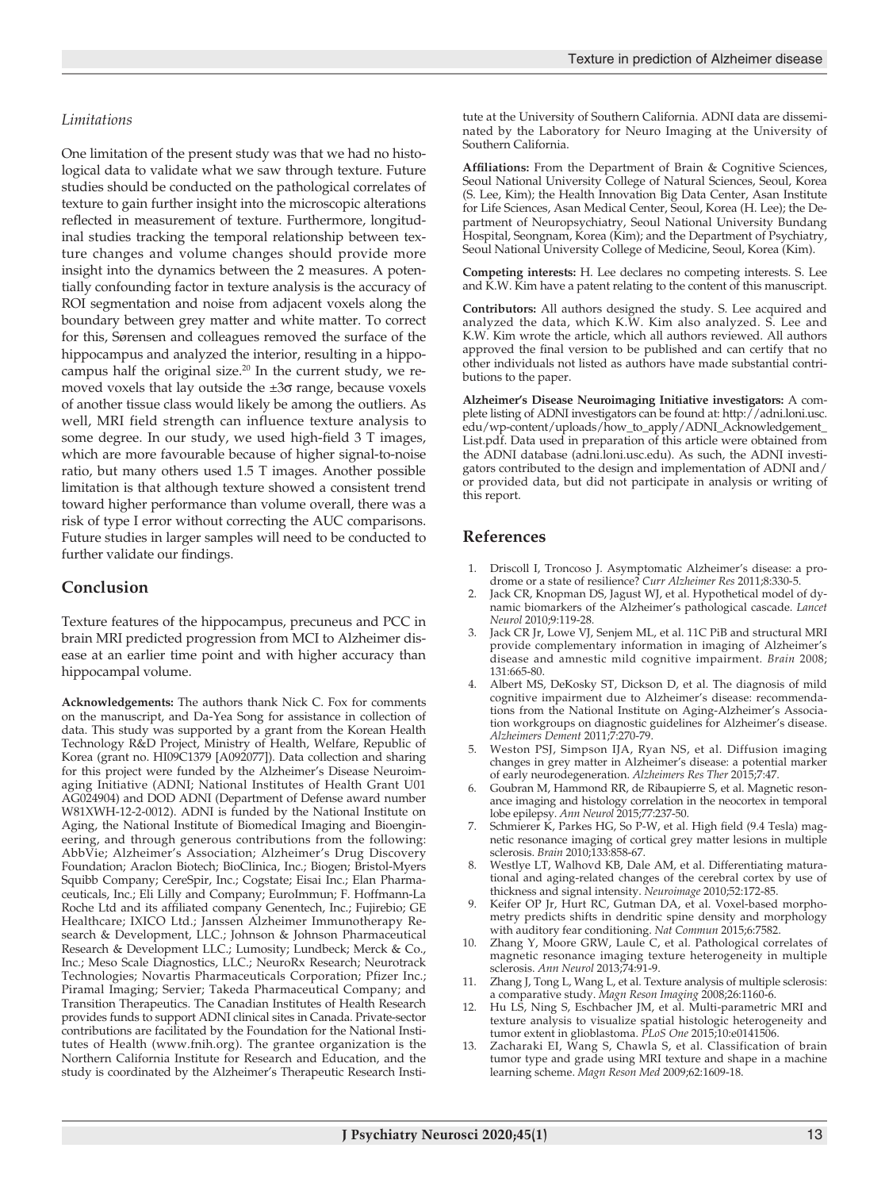### Limitations

One limitation of the present study was that we had no histological data to validate what we saw through texture. Future studies should be conducted on the pathological correlates of texture to gain further insight into the microscopic alterations reflected in measurement of texture. Furthermore, longitudinal studies tracking the temporal relationship between texture changes and volume changes should provide more insight into the dynamics between the 2 measures. A potentially confounding factor in texture analysis is the accuracy of ROI segmentation and noise from adjacent voxels along the boundary between grey matter and white matter. To correct for this, Sørensen and colleagues removed the surface of the hippocampus and analyzed the interior, resulting in a hippocampus half the original size.[20] In the current study, we removed voxels that lay outside the $\pm 3\sigma$ range, because voxels of another tissue class would likely be among the outliers. As well, MRI field strength can influence texture analysis to some degree. In our study, we used high-field 3 T images, which are more favourable because of higher signal-to-noise ratio, but many others used 1.5 T images. Another possible limitation is that although texture showed a consistent trend toward higher performance than volume overall, there was a risk of type I error without correcting the AUC comparisons. Future studies in larger samples will need to be conducted to further validate our findings.

## Conclusion

Texture features of the hippocampus, precuneus and PCC in brain MRI predicted progression from MCI to Alzheimer disease at an earlier time point and with higher accuracy than hippocampal volume.

**Acknowledgements:** The authors thank Nick C. Fox for comments on the manuscript, and Da-Yea Song for assistance in collection of data. This study was supported by a grant from the Korean Health Technology R&D Project, Ministry of Health, Welfare, Republic of Korea (grant no. HI09C1379 [A092077]). Data collection and sharing for this project were funded by the Alzheimer's Disease Neuroimaging Initiative (ADNI; National Institutes of Health Grant U01 AG024904) and DOD ADNI (Department of Defense award number W81XWH-12-2-0012). ADNI is funded by the National Institute on Aging, the National Institute of Biomedical Imaging and Bioengineering, and through generous contributions from the following: AbbVie; Alzheimer's Association; Alzheimer's Drug Discovery Foundation; Araclon Biotech; BioClinica, Inc.; Biogen; Bristol-Myers Squibb Company; CereSpir, Inc.; Cogstate; Eisai Inc.; Elan Pharmaceuticals, Inc.; Eli Lilly and Company; EuroImmun; F. Hoffmann-La Roche Ltd and its affiliated company Genentech, Inc.; Fujirebio; GE Healthcare; IXICO Ltd.; Janssen Alzheimer Immunotherapy Research & Development, LLC.; Johnson & Johnson Pharmaceutical Research & Development LLC.; Lumosity; Lundbeck; Merck & Co., Inc.; Meso Scale Diagnostics, LLC.; NeuroRx Research; Neurotrack Technologies; Novartis Pharmaceuticals Corporation; Pfizer Inc.; Piramal Imaging; Servier; Takeda Pharmaceutical Company; and Transition Therapeutics. The Canadian Institutes of Health Research provides funds to support ADNI clinical sites in Canada. Private-sector contributions are facilitated by the Foundation for the National Institutes of Health (www.fnih.org). The grantee organization is the Northern California Institute for Research and Education, and the study is coordinated by the Alzheimer's Therapeutic Research Institute at the University of Southern California. ADNI data are disseminated by the Laboratory for Neuro Imaging at the University of Southern California.

**Affiliations:** From the Department of Brain & Cognitive Sciences, Seoul National University College of Natural Sciences, Seoul, Korea (S. Lee, Kim); the Health Innovation Big Data Center, Asan Institute for Life Sciences, Asan Medical Center, Seoul, Korea (H. Lee); the Department of Neuropsychiatry, Seoul National University Bundang Hospital, Seongnam, Korea (Kim); and the Department of Psychiatry, Seoul National University College of Medicine, Seoul, Korea (Kim).

**Competing interests:** H. Lee declares no competing interests. S. Lee and K.W. Kim have a patent relating to the content of this manuscript.

**Contributors:** All authors designed the study. S. Lee acquired and analyzed the data, which K.W. Kim also analyzed. S. Lee and K.W. Kim wrote the article, which all authors reviewed. All authors approved the final version to be published and can certify that no other individuals not listed as authors have made substantial contributions to the paper.

**Alzheimer's Disease Neuroimaging Initiative investigators:** A complete listing of ADNI investigators can be found at: http://adni.loni.usc.edu/wp-content/uploads/how_to_apply/ADNI_Acknowledgement_List.pdf. Data used in preparation of this article were obtained from the ADNI database (adni.loni.usc.edu). As such, the ADNI investigators contributed to the design and implementation of ADNI and/or provided data, but did not participate in analysis or writing of this report.

## References

1. Driscoll I, Troncoso J. Asymptomatic Alzheimer's disease: a prodrome or a state of resilience? *Curr Alzheimer Res* 2011;8:330-5.
2. Jack CR, Knopman DS, Jagust WJ, et al. Hypothetical model of dynamic biomarkers of the Alzheimer's pathological cascade. *Lancet Neurol* 2010;9:119-28.
3. Jack CR Jr, Lowe VJ, Senjem ML, et al. 11C PiB and structural MRI provide complementary information in imaging of Alzheimer's disease and amnestic mild cognitive impairment. *Brain* 2008; 131:665-80.
4. Albert MS, DeKosky ST, Dickson D, et al. The diagnosis of mild cognitive impairment due to Alzheimer's disease: recommendations from the National Institute on Aging-Alzheimer's Association workgroups on diagnostic guidelines for Alzheimer's disease. *Alzheimers Dement* 2011;7:270-79.
5. Weston PSJ, Simpson IJA, Ryan NS, et al. Diffusion imaging changes in grey matter in Alzheimer's disease: a potential marker of early neurodegeneration. *Alzheimers Res Ther* 2015;7:47.
6. Goubran M, Hammond RR, de Ribaupierre S, et al. Magnetic resonance imaging and histology correlation in the neocortex in temporal lobe epilepsy. *Ann Neurol* 2015;77:237-50.
7. Schmierer K, Parkes HG, So P-W, et al. High field (9.4 Tesla) magnetic resonance imaging of cortical grey matter lesions in multiple sclerosis. *Brain* 2010;133:858-67.
8. Westlye LT, Walhovd KB, Dale AM, et al. Differentiating maturational and aging-related changes of the cerebral cortex by use of thickness and signal intensity. *Neuroimage* 2010;52:172-85.
9. Keifer OP Jr, Hurt RC, Gutman DA, et al. Voxel-based morphometry predicts shifts in dendritic spine density and morphology with auditory fear conditioning. *Nat Commun* 2015;6:7582.
10. Zhang Y, Moore GRW, Laule C, et al. Pathological correlates of magnetic resonance imaging texture heterogeneity in multiple sclerosis. *Ann Neurol* 2013;74:91-9.
11. Zhang J, Tong L, Wang L, et al. Texture analysis of multiple sclerosis: a comparative study. *Magn Reson Imaging* 2008;26:1160-6.
12. Hu LS, Ning S, Eschbacher JM, et al. Multi-parametric MRI and texture analysis to visualize spatial histologic heterogeneity and tumor extent in glioblastoma. *PLoS One* 2015;10:e0141506.
13. Zacharaki EI, Wang S, Chawla S, et al. Classification of brain tumor type and grade using MRI texture and shape in a machine learning scheme. *Magn Reson Med* 2009;62:1609-18.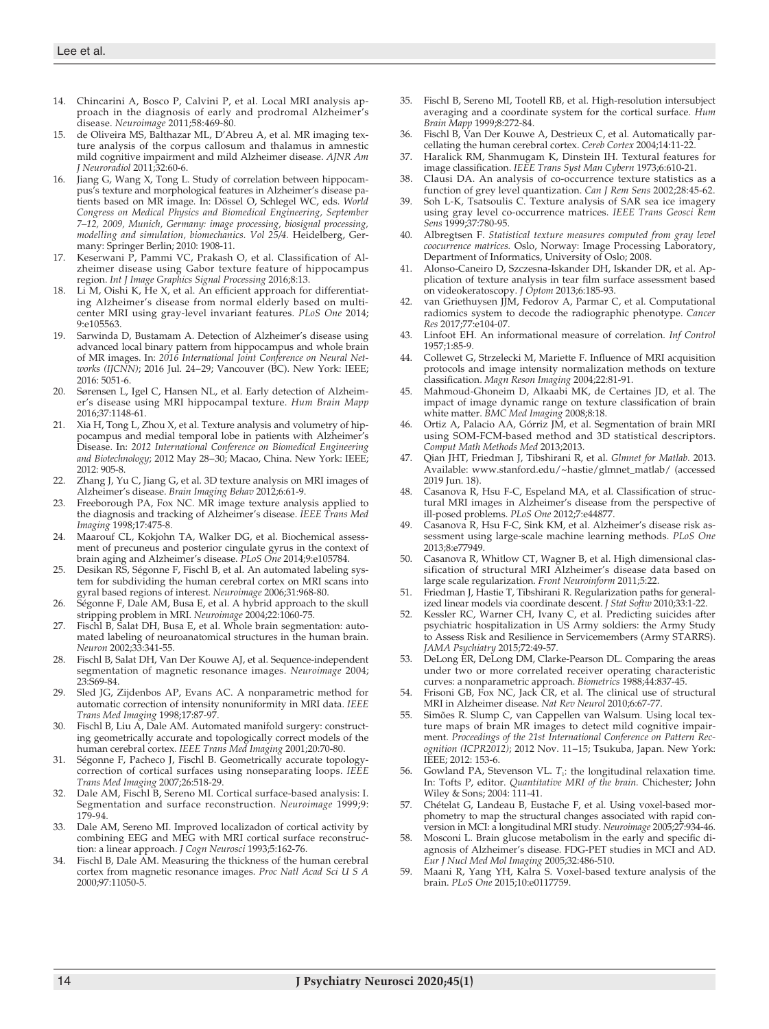14. Chincarini A, Bosco P, Calvini P, et al. Local MRI analysis approach in the diagnosis of early and prodromal Alzheimer's disease. *Neuroimage* 2011;58:469-80.
15. de Oliveira MS, Balthazar ML, D'Abreu A, et al. MR imaging texture analysis of the corpus callosum and thalamus in amnestic mild cognitive impairment and mild Alzheimer disease. *AJNR Am J Neuroradiol* 2011;32:60-6.
16. Jiang G, Wang X, Tong L. Study of correlation between hippocampus's texture and morphological features in Alzheimer's disease patients based on MR image. In: Dössel O, Schlegel WC, eds. *World Congress on Medical Physics and Biomedical Engineering, September 7–12, 2009, Munich, Germany: image processing, biosignal processing, modelling and simulation, biomechanics. Vol 25/4.* Heidelberg, Germany: Springer Berlin; 2010: 1908-11.
17. Keserwani P, Pammi VC, Prakash O, et al. Classification of Alzheimer disease using Gabor texture feature of hippocampus region. *Int J Image Graphics Signal Processing* 2016;8:13.
18. Li M, Oishi K, He X, et al. An efficient approach for differentiating Alzheimer's disease from normal elderly based on multicenter MRI using gray-level invariant features. *PLoS One* 2014; 9:e105563.
19. Sarwinda D, Bustamam A. Detection of Alzheimer's disease using advanced local binary pattern from hippocampus and whole brain of MR images. In: *2016 International Joint Conference on Neural Networks (IJCNN)*; 2016 Jul. 24–29; Vancouver (BC). New York: IEEE; 2016: 5051-6.
20. Sørensen L, Igel C, Hansen NL, et al. Early detection of Alzheimer's disease using MRI hippocampal texture. *Hum Brain Mapp* 2016;37:1148-61.
21. Xia H, Tong L, Zhou X, et al. Texture analysis and volumetry of hippocampus and medial temporal lobe in patients with Alzheimer's Disease. In: *2012 International Conference on Biomedical Engineering and Biotechnology*; 2012 May 28–30; Macao, China. New York: IEEE; 2012: 905-8.
22. Zhang J, Yu C, Jiang G, et al. 3D texture analysis on MRI images of Alzheimer's disease. *Brain Imaging Behav* 2012;6:61-9.
23. Freeborough PA, Fox NC. MR image texture analysis applied to the diagnosis and tracking of Alzheimer's disease. *IEEE Trans Med Imaging* 1998;17:475-8.
24. Maarouf CL, Kokjohn TA, Walker DG, et al. Biochemical assessment of precuneus and posterior cingulate gyrus in the context of brain aging and Alzheimer's disease. *PLoS One* 2014;9:e105784.
25. Desikan RS, Ségonne F, Fischl B, et al. An automated labeling system for subdividing the human cerebral cortex on MRI scans into gyral based regions of interest. *Neuroimage* 2006;31:968-80.
26. Ségonne F, Dale AM, Busa E, et al. A hybrid approach to the skull stripping problem in MRI. *Neuroimage* 2004;22:1060-75.
27. Fischl B, Salat DH, Busa E, et al. Whole brain segmentation: automated labeling of neuroanatomical structures in the human brain. *Neuron* 2002;33:341-55.
28. Fischl B, Salat DH, Van Der Kouwe AJ, et al. Sequence-independent segmentation of magnetic resonance images. *Neuroimage* 2004; 23:S69-84.
29. Sled JG, Zijdenbos AP, Evans AC. A nonparametric method for automatic correction of intensity nonuniformity in MRI data. *IEEE Trans Med Imaging* 1998;17:87-97.
30. Fischl B, Liu A, Dale AM. Automated manifold surgery: constructing geometrically accurate and topologically correct models of the human cerebral cortex. *IEEE Trans Med Imaging* 2001;20:70-80.
31. Ségonne F, Pacheco J, Fischl B. Geometrically accurate topology-correction of cortical surfaces using nonseparating loops. *IEEE Trans Med Imaging* 2007;26:518-29.
32. Dale AM, Fischl B, Sereno MI. Cortical surface-based analysis: I. Segmentation and surface reconstruction. *Neuroimage* 1999;9: 179-94.
33. Dale AM, Sereno MI. Improved localizadon of cortical activity by combining EEG and MEG with MRI cortical surface reconstruction: a linear approach. *J Cogn Neurosci* 1993;5:162-76.
34. Fischl B, Dale AM. Measuring the thickness of the human cerebral cortex from magnetic resonance images. *Proc Natl Acad Sci U S A* 2000;97:11050-5.
35. Fischl B, Sereno MI, Tootell RB, et al. High-resolution intersubject averaging and a coordinate system for the cortical surface. *Hum Brain Mapp* 1999;8:272-84.
36. Fischl B, Van Der Kouwe A, Destrieux C, et al. Automatically parcellating the human cerebral cortex. *Cereb Cortex* 2004;14:11-22.
37. Haralick RM, Shanmugam K, Dinstein IH. Textural features for image classification. *IEEE Trans Syst Man Cybern* 1973;6:610-21.
38. Clausi DA. An analysis of co-occurrence texture statistics as a function of grey level quantization. *Can J Rem Sens* 2002;28:45-62.
39. Soh L-K, Tsatsoulis C. Texture analysis of SAR sea ice imagery using gray level co-occurrence matrices. *IEEE Trans Geosci Rem Sens* 1999;37:780-95.
40. Albregtsen F. *Statistical texture measures computed from gray level coocurrence matrices.* Oslo, Norway: Image Processing Laboratory, Department of Informatics, University of Oslo; 2008.
41. Alonso-Caneiro D, Szczesna-Iskander DH, Iskander DR, et al. Application of texture analysis in tear film surface assessment based on videokeratoscopy. *J Optom* 2013;6:185-93.
42. van Griethuysen JJM, Fedorov A, Parmar C, et al. Computational radiomics system to decode the radiographic phenotype. *Cancer Res* 2017;77:e104-07.
43. Linfoot EH. An informational measure of correlation. *Inf Control* 1957;1:85-9.
44. Collewet G, Strzelecki M, Mariette F. Influence of MRI acquisition protocols and image intensity normalization methods on texture classification. *Magn Reson Imaging* 2004;22:81-91.
45. Mahmoud-Ghoneim D, Alkaabi MK, de Certaines JD, et al. The impact of image dynamic range on texture classification of brain white matter. *BMC Med Imaging* 2008;8:18.
46. Ortiz A, Palacio AA, Górriz JM, et al. Segmentation of brain MRI using SOM-FCM-based method and 3D statistical descriptors. *Comput Math Methods Med* 2013;2013.
47. Qian JHT, Friedman J, Tibshirani R, et al. *Glmnet for Matlab.* 2013. Available: www.stanford.edu/~hastie/glmnet_matlab/ (accessed 2019 Jun. 18).
48. Casanova R, Hsu F-C, Espeland MA, et al. Classification of structural MRI images in Alzheimer's disease from the perspective of ill-posed problems. *PLoS One* 2012;7:e44877.
49. Casanova R, Hsu F-C, Sink KM, et al. Alzheimer's disease risk assessment using large-scale machine learning methods. *PLoS One* 2013;8:e77949.
50. Casanova R, Whitlow CT, Wagner B, et al. High dimensional classification of structural MRI Alzheimer's disease data based on large scale regularization. *Front Neuroinform* 2011;5:22.
51. Friedman J, Hastie T, Tibshirani R. Regularization paths for generalized linear models via coordinate descent. *J Stat Softw* 2010;33:1-22.
52. Kessler RC, Warner CH, Ivany C, et al. Predicting suicides after psychiatric hospitalization in US Army soldiers: the Army Study to Assess Risk and Resilience in Servicemembers (Army STARRS). *JAMA Psychiatry* 2015;72:49-57.
53. DeLong ER, DeLong DM, Clarke-Pearson DL. Comparing the areas under two or more correlated receiver operating characteristic curves: a nonparametric approach. *Biometrics* 1988;44:837-45.
54. Frisoni GB, Fox NC, Jack CR, et al. The clinical use of structural MRI in Alzheimer disease. *Nat Rev Neurol* 2010;6:67-77.
55. Simões R. Slump C, van Cappellen van Walsum. Using local texture maps of brain MR images to detect mild cognitive impairment. *Proceedings of the 21st International Conference on Pattern Recognition (ICPR2012)*; 2012 Nov. 11–15; Tsukuba, Japan. New York: IEEE; 2012: 153-6.
56. Gowland PA, Stevenson VL. $T_1$: the longitudinal relaxation time. In: Tofts P, editor. *Quantitative MRI of the brain.* Chichester; John Wiley & Sons; 2004: 111-41.
57. Chételat G, Landeau B, Eustache F, et al. Using voxel-based morphometry to map the structural changes associated with rapid conversion in MCI: a longitudinal MRI study. *Neuroimage* 2005;27:934-46.
58. Mosconi L. Brain glucose metabolism in the early and specific diagnosis of Alzheimer's disease. FDG-PET studies in MCI and AD. *Eur J Nucl Med Mol Imaging* 2005;32:486-510.
59. Maani R, Yang YH, Kalra S. Voxel-based texture analysis of the brain. *PLoS One* 2015;10:e0117759.